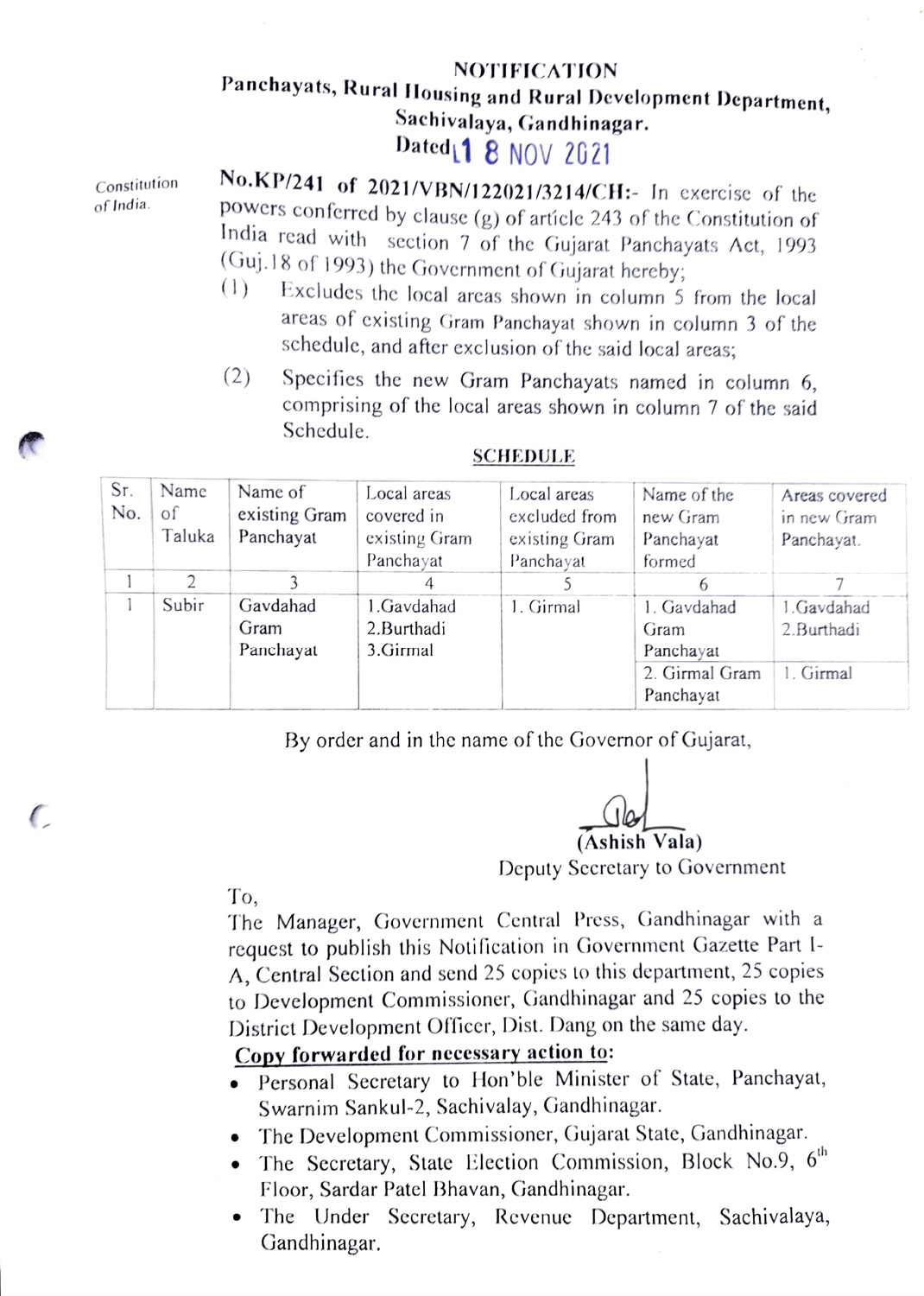# NOTIFICATION

**Panchayats, Rural Housing and Rural Development Department,**
**Sachivalaya, Gandhinagar.**
**Dated 18 NOV 2021**

Constitution of India.

**No.KP/241 of 2021/VBN/122021/3214/CH:-** In exercise of the powers conferred by clause (g) of article 243 of the Constitution of India read with section 7 of the Gujarat Panchayats Act, 1993 (Guj.18 of 1993) the Government of Gujarat hereby;

(1) Excludes the local areas shown in column 5 from the local areas of existing Gram Panchayat shown in column 3 of the schedule, and after exclusion of the said local areas;

(2) Specifies the new Gram Panchayats named in column 6, comprising of the local areas shown in column 7 of the said Schedule.

**SCHEDULE**

| Sr. No. | Name of Taluka | Name of existing Gram Panchayat | Local areas covered in existing Gram Panchayat | Local areas excluded from existing Gram Panchayat | Name of the new Gram Panchayat formed | Areas covered in new Gram Panchayat. |
|---|---|---|---|---|---|---|
| 1 | 2 | 3 | 4 | 5 | 6 | 7 |
| 1 | Subir | Gavdahad Gram Panchayat | 1.Gavdahad<br>2.Burthadi<br>3.Girmal | 1. Girmal | 1. Gavdahad Gram Panchayat | 1.Gavdahad<br>2.Burthadi |
| | | | | | 2. Girmal Gram Panchayat | 1. Girmal |

By order and in the name of the Governor of Gujarat,

(Ashish Vala)
Deputy Secretary to Government

To,
The Manager, Government Central Press, Gandhinagar with a request to publish this Notification in Government Gazette Part I-A, Central Section and send 25 copies to this department, 25 copies to Development Commissioner, Gandhinagar and 25 copies to the District Development Officer, Dist. Dang on the same day.

**Copy forwarded for necessary action to:**

- Personal Secretary to Hon'ble Minister of State, Panchayat, Swarnim Sankul-2, Sachivalay, Gandhinagar.
- The Development Commissioner, Gujarat State, Gandhinagar.
- The Secretary, State Election Commission, Block No.9, 6th Floor, Sardar Patel Bhavan, Gandhinagar.
- The Under Secretary, Revenue Department, Sachivalaya, Gandhinagar.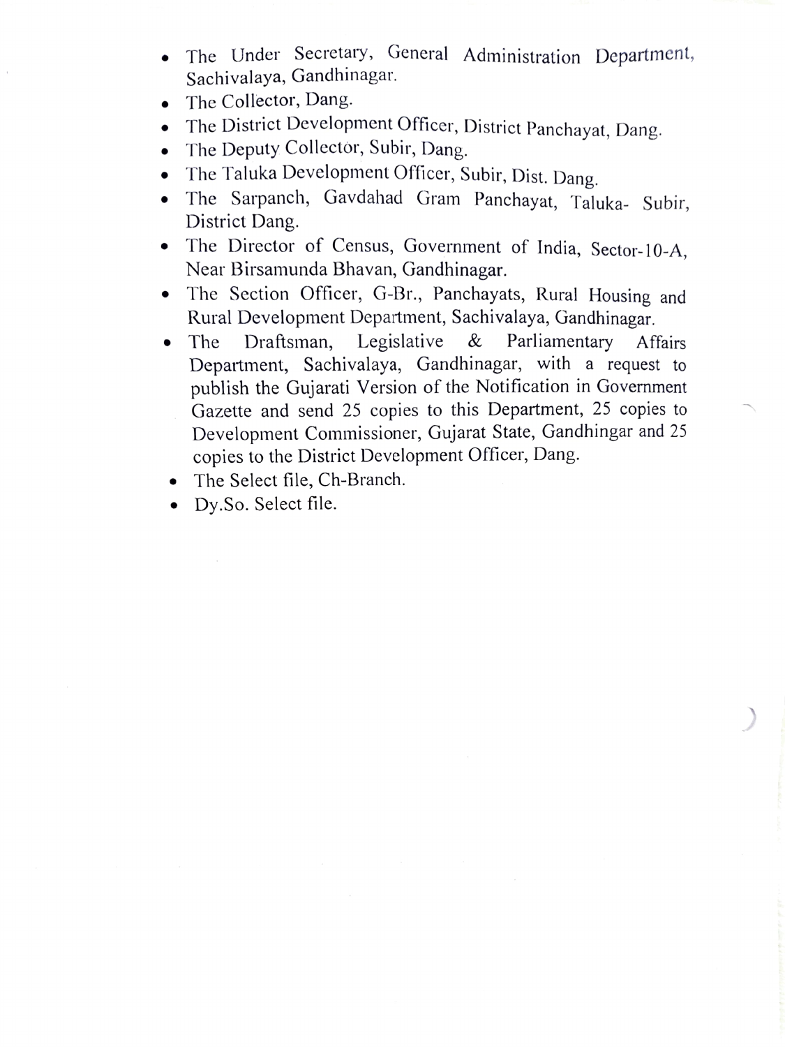- The Under Secretary, General Administration Department, Sachivalaya, Gandhinagar.
- The Collector, Dang.
- The District Development Officer, District Panchayat, Dang.
- The Deputy Collector, Subir, Dang.
- The Taluka Development Officer, Subir, Dist. Dang.
- The Sarpanch, Gavdahad Gram Panchayat, Taluka- Subir, District Dang.
- The Director of Census, Government of India, Sector-10-A, Near Birsamunda Bhavan, Gandhinagar.
- The Section Officer, G-Br., Panchayats, Rural Housing and Rural Development Department, Sachivalaya, Gandhinagar.
- The Draftsman, Legislative & Parliamentary Affairs Department, Sachivalaya, Gandhinagar, with a request to publish the Gujarati Version of the Notification in Government Gazette and send 25 copies to this Department, 25 copies to Development Commissioner, Gujarat State, Gandhingar and 25 copies to the District Development Officer, Dang.
- The Select file, Ch-Branch.
- Dy.So. Select file.